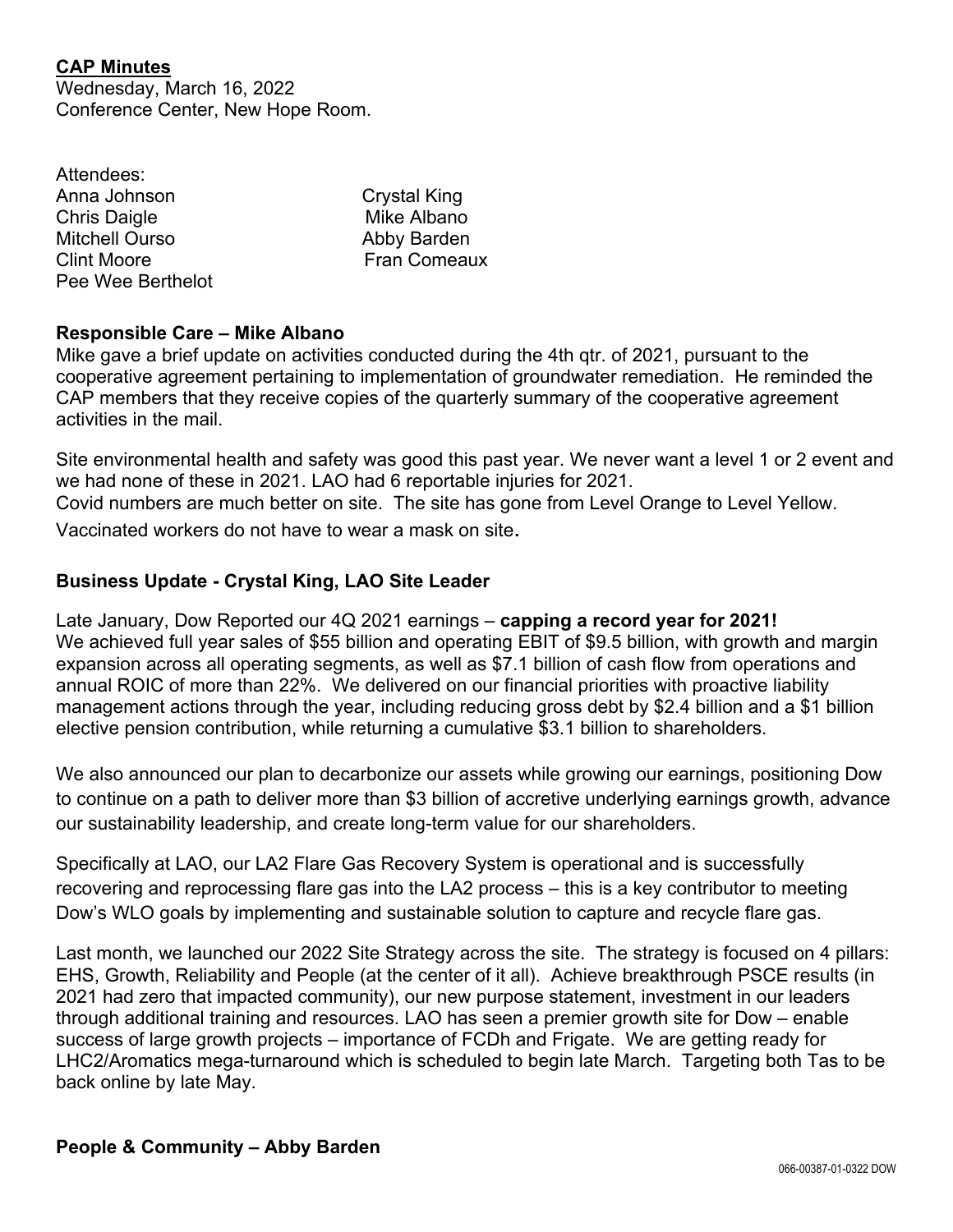**CAP Minutes**
Wednesday, March 16, 2022
Conference Center, New Hope Room.

Attendees:

Anna Johnson
Chris Daigle
Mitchell Ourso
Clint Moore
Pee Wee Berthelot
Crystal King
Mike Albano
Abby Barden
Fran Comeaux

**Responsible Care – Mike Albano**

Mike gave a brief update on activities conducted during the 4th qtr. of 2021, pursuant to the cooperative agreement pertaining to implementation of groundwater remediation. He reminded the CAP members that they receive copies of the quarterly summary of the cooperative agreement activities in the mail.

Site environmental health and safety was good this past year. We never want a level 1 or 2 event and we had none of these in 2021. LAO had 6 reportable injuries for 2021.
Covid numbers are much better on site. The site has gone from Level Orange to Level Yellow. Vaccinated workers do not have to wear a mask on site.

**Business Update - Crystal King, LAO Site Leader**

Late January, Dow Reported our 4Q 2021 earnings – **capping a record year for 2021!** We achieved full year sales of $55 billion and operating EBIT of $9.5 billion, with growth and margin expansion across all operating segments, as well as $7.1 billion of cash flow from operations and annual ROIC of more than 22%. We delivered on our financial priorities with proactive liability management actions through the year, including reducing gross debt by $2.4 billion and a $1 billion elective pension contribution, while returning a cumulative $3.1 billion to shareholders.

We also announced our plan to decarbonize our assets while growing our earnings, positioning Dow to continue on a path to deliver more than $3 billion of accretive underlying earnings growth, advance our sustainability leadership, and create long-term value for our shareholders.

Specifically at LAO, our LA2 Flare Gas Recovery System is operational and is successfully recovering and reprocessing flare gas into the LA2 process – this is a key contributor to meeting Dow's WLO goals by implementing and sustainable solution to capture and recycle flare gas.

Last month, we launched our 2022 Site Strategy across the site. The strategy is focused on 4 pillars: EHS, Growth, Reliability and People (at the center of it all). Achieve breakthrough PSCE results (in 2021 had zero that impacted community), our new purpose statement, investment in our leaders through additional training and resources. LAO has seen a premier growth site for Dow – enable success of large growth projects – importance of FCDh and Frigate. We are getting ready for LHC2/Aromatics mega-turnaround which is scheduled to begin late March. Targeting both Tas to be back online by late May.

**People & Community – Abby Barden**

066-00387-01-0322 DOW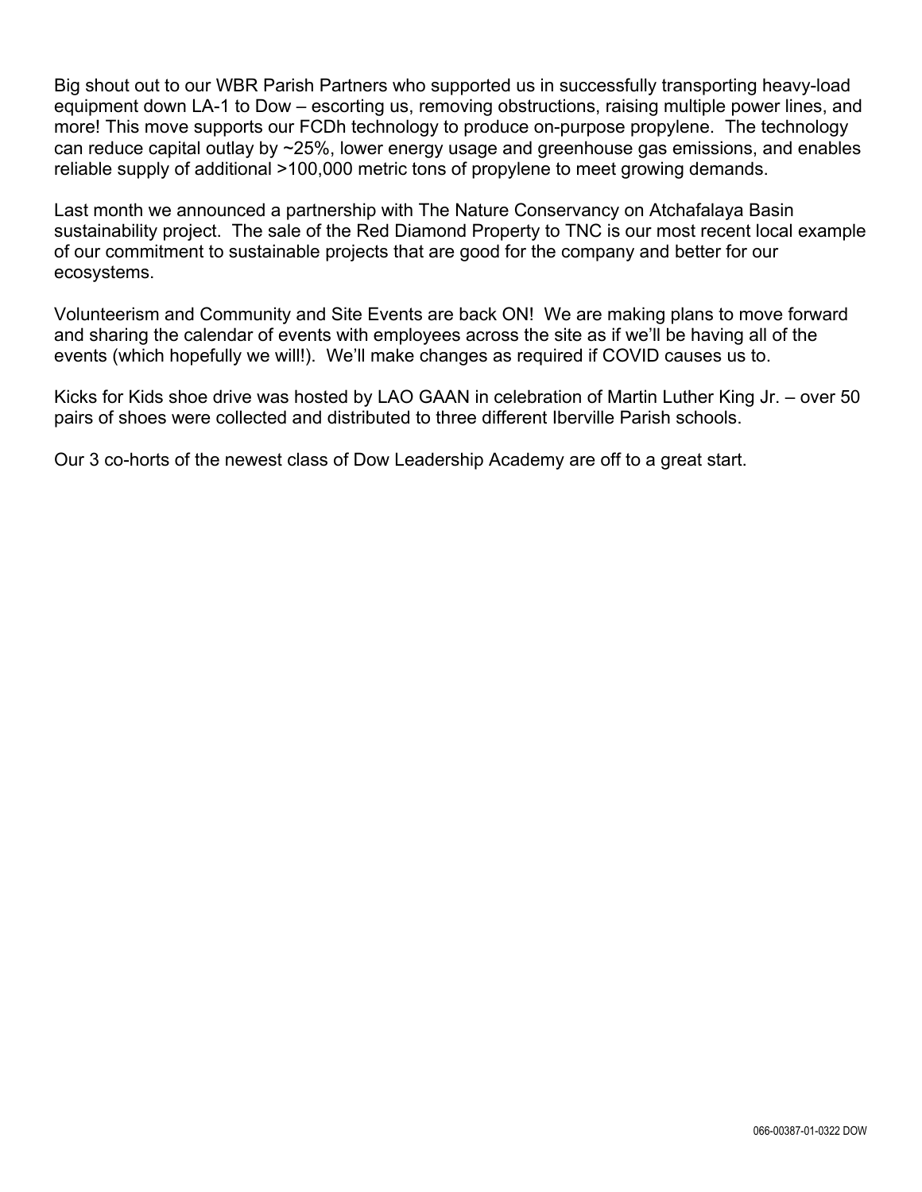Big shout out to our WBR Parish Partners who supported us in successfully transporting heavy-load equipment down LA-1 to Dow – escorting us, removing obstructions, raising multiple power lines, and more! This move supports our FCDh technology to produce on-purpose propylene. The technology can reduce capital outlay by ~25%, lower energy usage and greenhouse gas emissions, and enables reliable supply of additional >100,000 metric tons of propylene to meet growing demands.

Last month we announced a partnership with The Nature Conservancy on Atchafalaya Basin sustainability project. The sale of the Red Diamond Property to TNC is our most recent local example of our commitment to sustainable projects that are good for the company and better for our ecosystems.

Volunteerism and Community and Site Events are back ON! We are making plans to move forward and sharing the calendar of events with employees across the site as if we'll be having all of the events (which hopefully we will!). We'll make changes as required if COVID causes us to.

Kicks for Kids shoe drive was hosted by LAO GAAN in celebration of Martin Luther King Jr. – over 50 pairs of shoes were collected and distributed to three different Iberville Parish schools.

Our 3 co-horts of the newest class of Dow Leadership Academy are off to a great start.

066-00387-01-0322 DOW